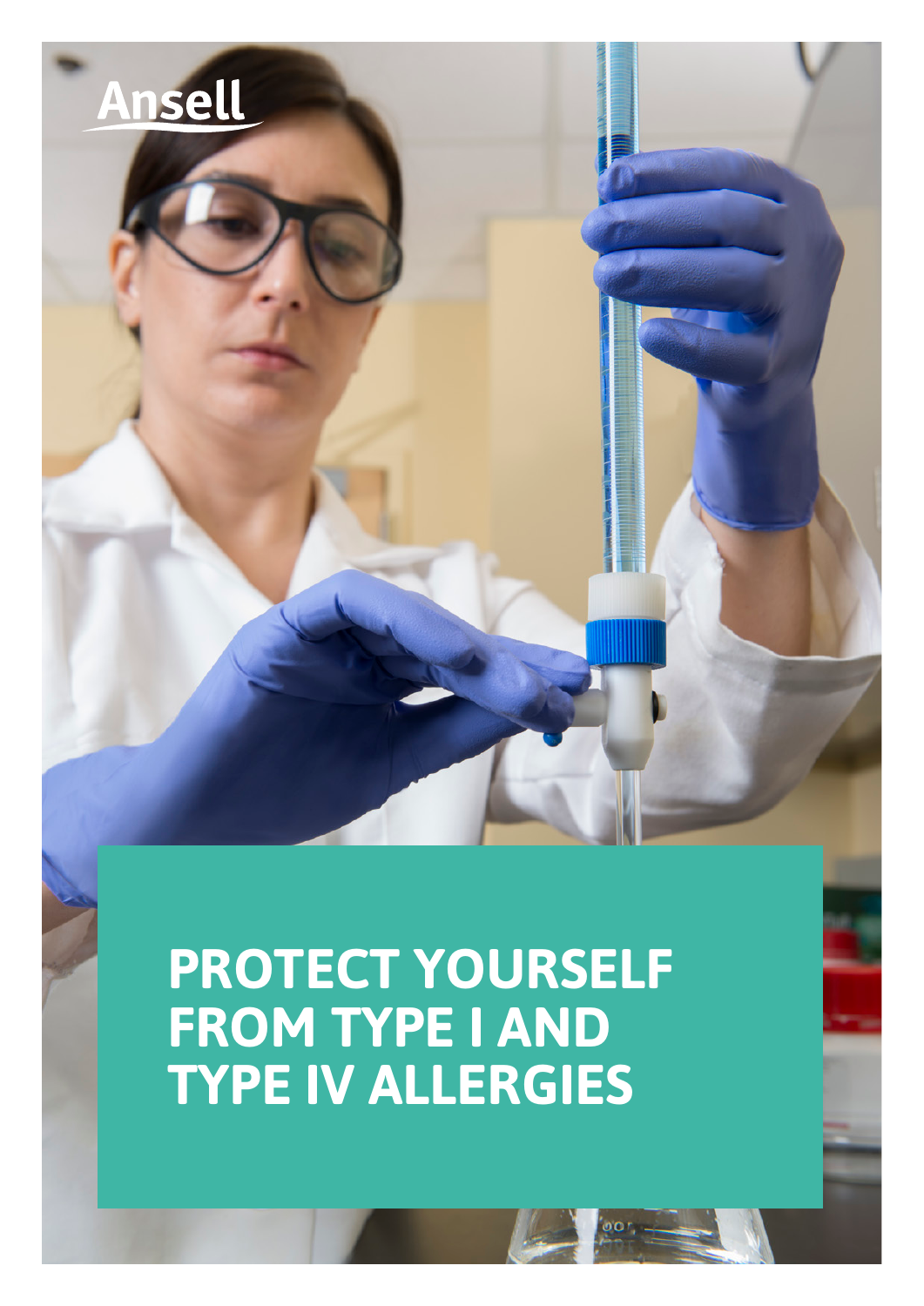Ansell

# PROTECT YOURSELF FROM TYPE I AND TYPE IV ALLERGIES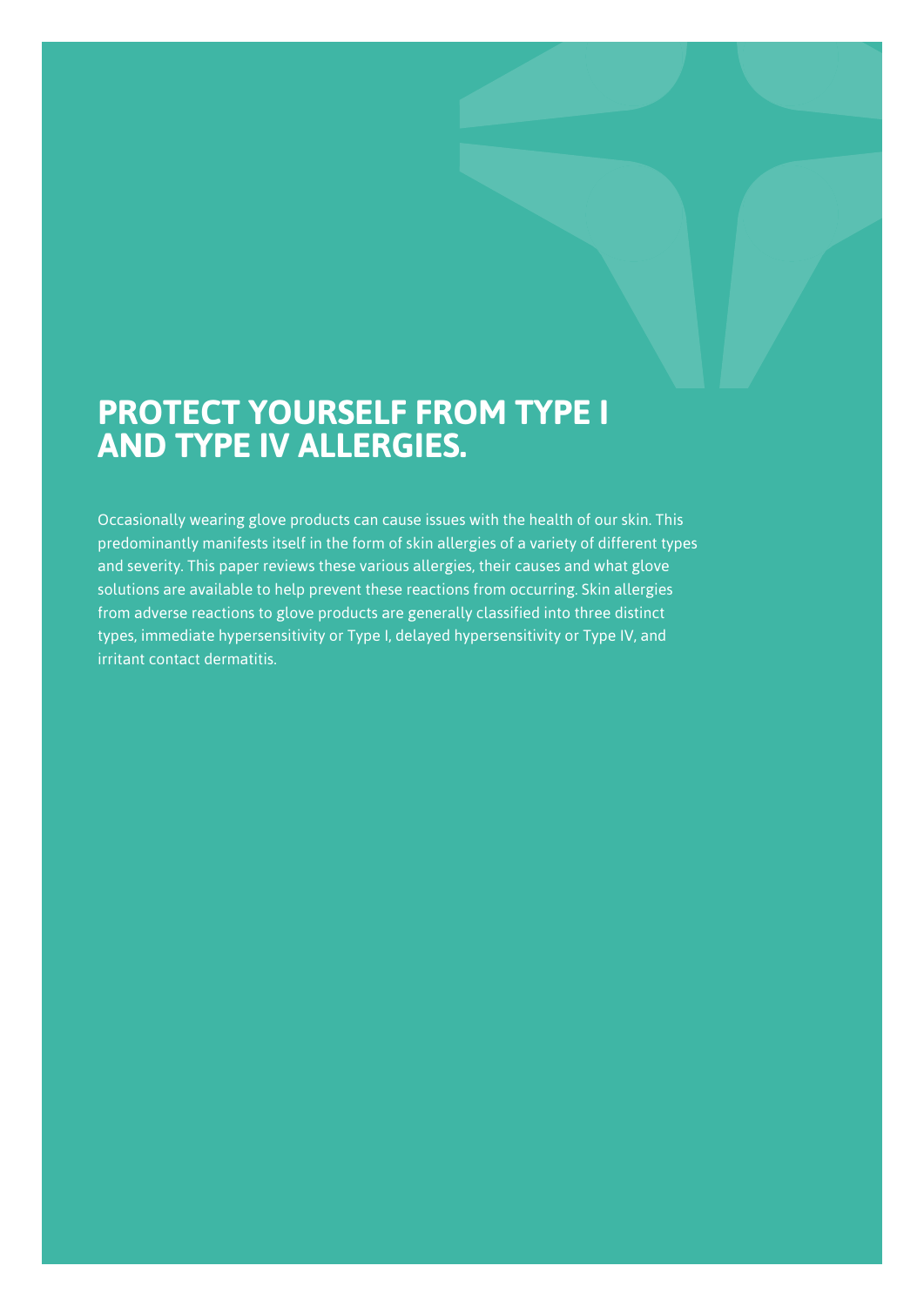# PROTECT YOURSELF FROM TYPE I AND TYPE IV ALLERGIES.

Occasionally wearing glove products can cause issues with the health of our skin. This predominantly manifests itself in the form of skin allergies of a variety of different types and severity. This paper reviews these various allergies, their causes and what glove solutions are available to help prevent these reactions from occurring. Skin allergies from adverse reactions to glove products are generally classified into three distinct types, immediate hypersensitivity or Type I, delayed hypersensitivity or Type IV, and irritant contact dermatitis.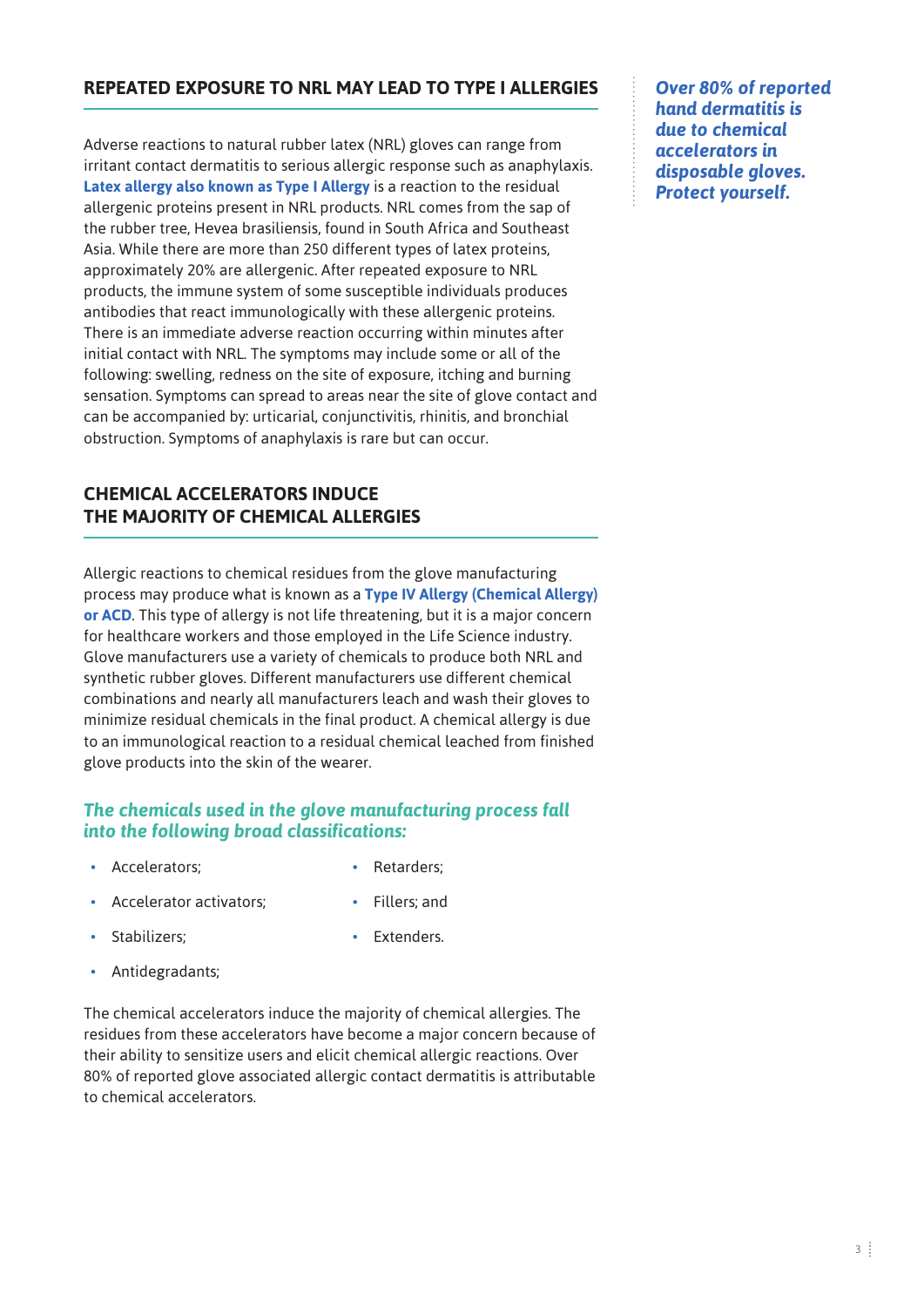## REPEATED EXPOSURE TO NRL MAY LEAD TO TYPE I ALLERGIES

Adverse reactions to natural rubber latex (NRL) gloves can range from irritant contact dermatitis to serious allergic response such as anaphylaxis. **Latex allergy also known as Type I Allergy** is a reaction to the residual allergenic proteins present in NRL products. NRL comes from the sap of the rubber tree, Hevea brasiliensis, found in South Africa and Southeast Asia. While there are more than 250 different types of latex proteins, approximately 20% are allergenic. After repeated exposure to NRL products, the immune system of some susceptible individuals produces antibodies that react immunologically with these allergenic proteins. There is an immediate adverse reaction occurring within minutes after initial contact with NRL. The symptoms may include some or all of the following: swelling, redness on the site of exposure, itching and burning sensation. Symptoms can spread to areas near the site of glove contact and can be accompanied by: urticarial, conjunctivitis, rhinitis, and bronchial obstruction. Symptoms of anaphylaxis is rare but can occur.

***Over 80% of reported hand dermatitis is due to chemical accelerators in disposable gloves. Protect yourself.***

## CHEMICAL ACCELERATORS INDUCE THE MAJORITY OF CHEMICAL ALLERGIES

Allergic reactions to chemical residues from the glove manufacturing process may produce what is known as a **Type IV Allergy (Chemical Allergy) or ACD**. This type of allergy is not life threatening, but it is a major concern for healthcare workers and those employed in the Life Science industry. Glove manufacturers use a variety of chemicals to produce both NRL and synthetic rubber gloves. Different manufacturers use different chemical combinations and nearly all manufacturers leach and wash their gloves to minimize residual chemicals in the final product. A chemical allergy is due to an immunological reaction to a residual chemical leached from finished glove products into the skin of the wearer.

### *The chemicals used in the glove manufacturing process fall into the following broad classifications:*

- Accelerators;
- Accelerator activators;
- Stabilizers;
- Antidegradants;
- Retarders;
- Fillers; and
- Extenders.

The chemical accelerators induce the majority of chemical allergies. The residues from these accelerators have become a major concern because of their ability to sensitize users and elicit chemical allergic reactions. Over 80% of reported glove associated allergic contact dermatitis is attributable to chemical accelerators.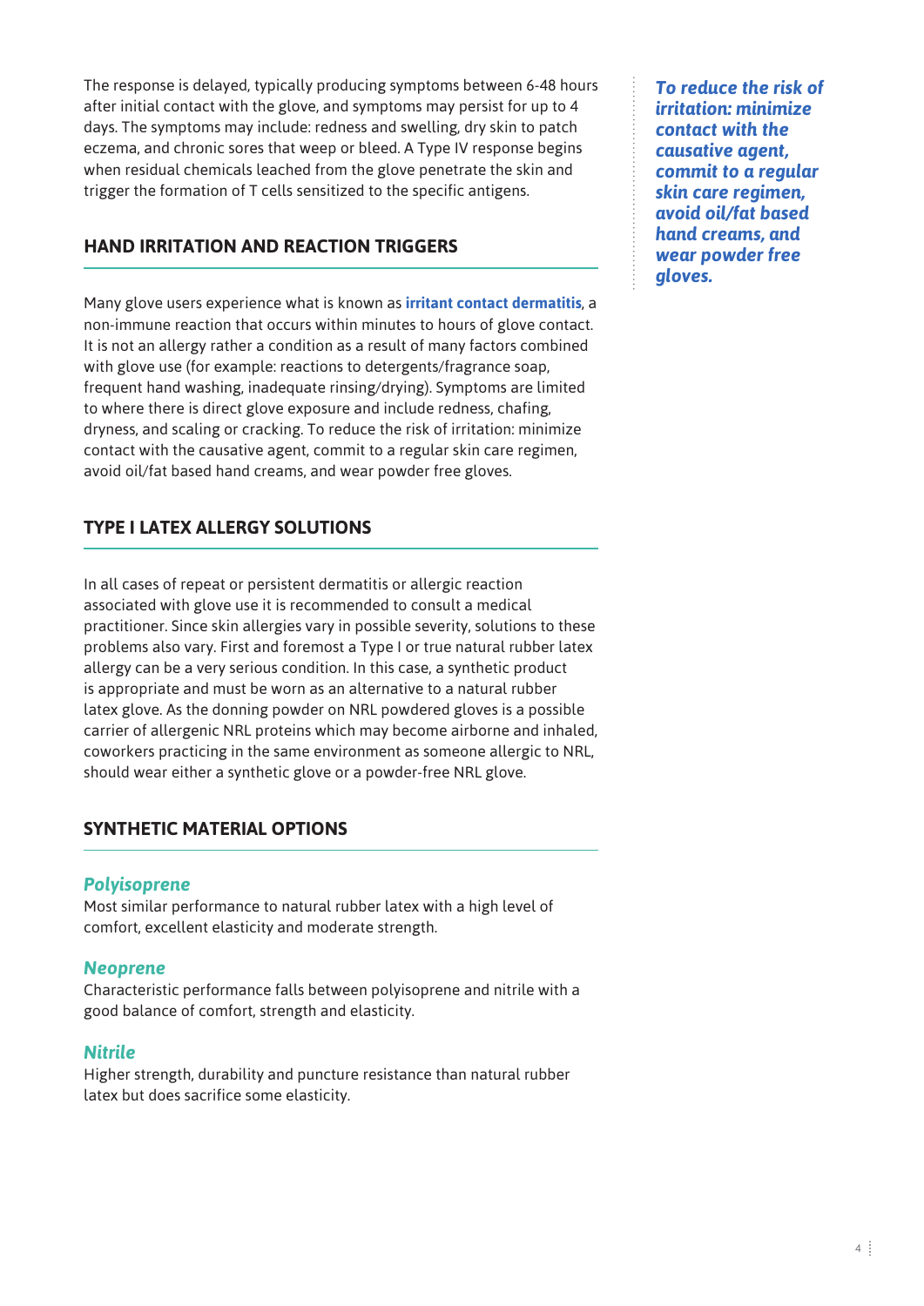The response is delayed, typically producing symptoms between 6-48 hours after initial contact with the glove, and symptoms may persist for up to 4 days. The symptoms may include: redness and swelling, dry skin to patch eczema, and chronic sores that weep or bleed. A Type IV response begins when residual chemicals leached from the glove penetrate the skin and trigger the formation of T cells sensitized to the specific antigens.

## HAND IRRITATION AND REACTION TRIGGERS

Many glove users experience what is known as **irritant contact dermatitis**, a non-immune reaction that occurs within minutes to hours of glove contact. It is not an allergy rather a condition as a result of many factors combined with glove use (for example: reactions to detergents/fragrance soap, frequent hand washing, inadequate rinsing/drying). Symptoms are limited to where there is direct glove exposure and include redness, chafing, dryness, and scaling or cracking. To reduce the risk of irritation: minimize contact with the causative agent, commit to a regular skin care regimen, avoid oil/fat based hand creams, and wear powder free gloves.

***To reduce the risk of irritation: minimize contact with the causative agent, commit to a regular skin care regimen, avoid oil/fat based hand creams, and wear powder free gloves.***

## TYPE I LATEX ALLERGY SOLUTIONS

In all cases of repeat or persistent dermatitis or allergic reaction associated with glove use it is recommended to consult a medical practitioner. Since skin allergies vary in possible severity, solutions to these problems also vary. First and foremost a Type I or true natural rubber latex allergy can be a very serious condition. In this case, a synthetic product is appropriate and must be worn as an alternative to a natural rubber latex glove. As the donning powder on NRL powdered gloves is a possible carrier of allergenic NRL proteins which may become airborne and inhaled, coworkers practicing in the same environment as someone allergic to NRL, should wear either a synthetic glove or a powder-free NRL glove.

## SYNTHETIC MATERIAL OPTIONS

### *Polyisoprene*

Most similar performance to natural rubber latex with a high level of comfort, excellent elasticity and moderate strength.

### *Neoprene*

Characteristic performance falls between polyisoprene and nitrile with a good balance of comfort, strength and elasticity.

### *Nitrile*

Higher strength, durability and puncture resistance than natural rubber latex but does sacrifice some elasticity.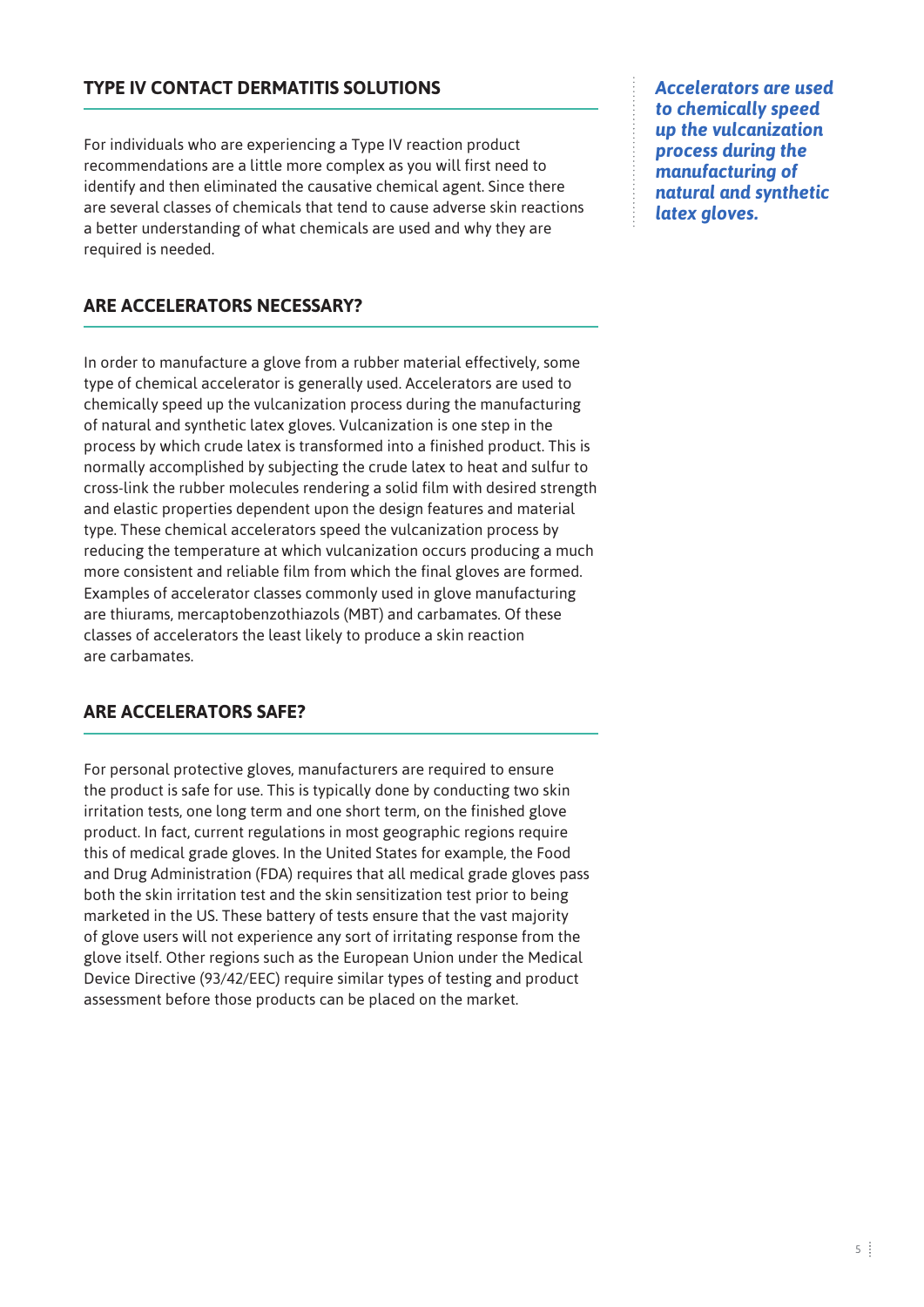## TYPE IV CONTACT DERMATITIS SOLUTIONS

For individuals who are experiencing a Type IV reaction product recommendations are a little more complex as you will first need to identify and then eliminated the causative chemical agent. Since there are several classes of chemicals that tend to cause adverse skin reactions a better understanding of what chemicals are used and why they are required is needed.

## ARE ACCELERATORS NECESSARY?

In order to manufacture a glove from a rubber material effectively, some type of chemical accelerator is generally used. Accelerators are used to chemically speed up the vulcanization process during the manufacturing of natural and synthetic latex gloves. Vulcanization is one step in the process by which crude latex is transformed into a finished product. This is normally accomplished by subjecting the crude latex to heat and sulfur to cross-link the rubber molecules rendering a solid film with desired strength and elastic properties dependent upon the design features and material type. These chemical accelerators speed the vulcanization process by reducing the temperature at which vulcanization occurs producing a much more consistent and reliable film from which the final gloves are formed. Examples of accelerator classes commonly used in glove manufacturing are thiurams, mercaptobenzothiazols (MBT) and carbamates. Of these classes of accelerators the least likely to produce a skin reaction are carbamates.

***Accelerators are used to chemically speed up the vulcanization process during the manufacturing of natural and synthetic latex gloves.***

## ARE ACCELERATORS SAFE?

For personal protective gloves, manufacturers are required to ensure the product is safe for use. This is typically done by conducting two skin irritation tests, one long term and one short term, on the finished glove product. In fact, current regulations in most geographic regions require this of medical grade gloves. In the United States for example, the Food and Drug Administration (FDA) requires that all medical grade gloves pass both the skin irritation test and the skin sensitization test prior to being marketed in the US. These battery of tests ensure that the vast majority of glove users will not experience any sort of irritating response from the glove itself. Other regions such as the European Union under the Medical Device Directive (93/42/EEC) require similar types of testing and product assessment before those products can be placed on the market.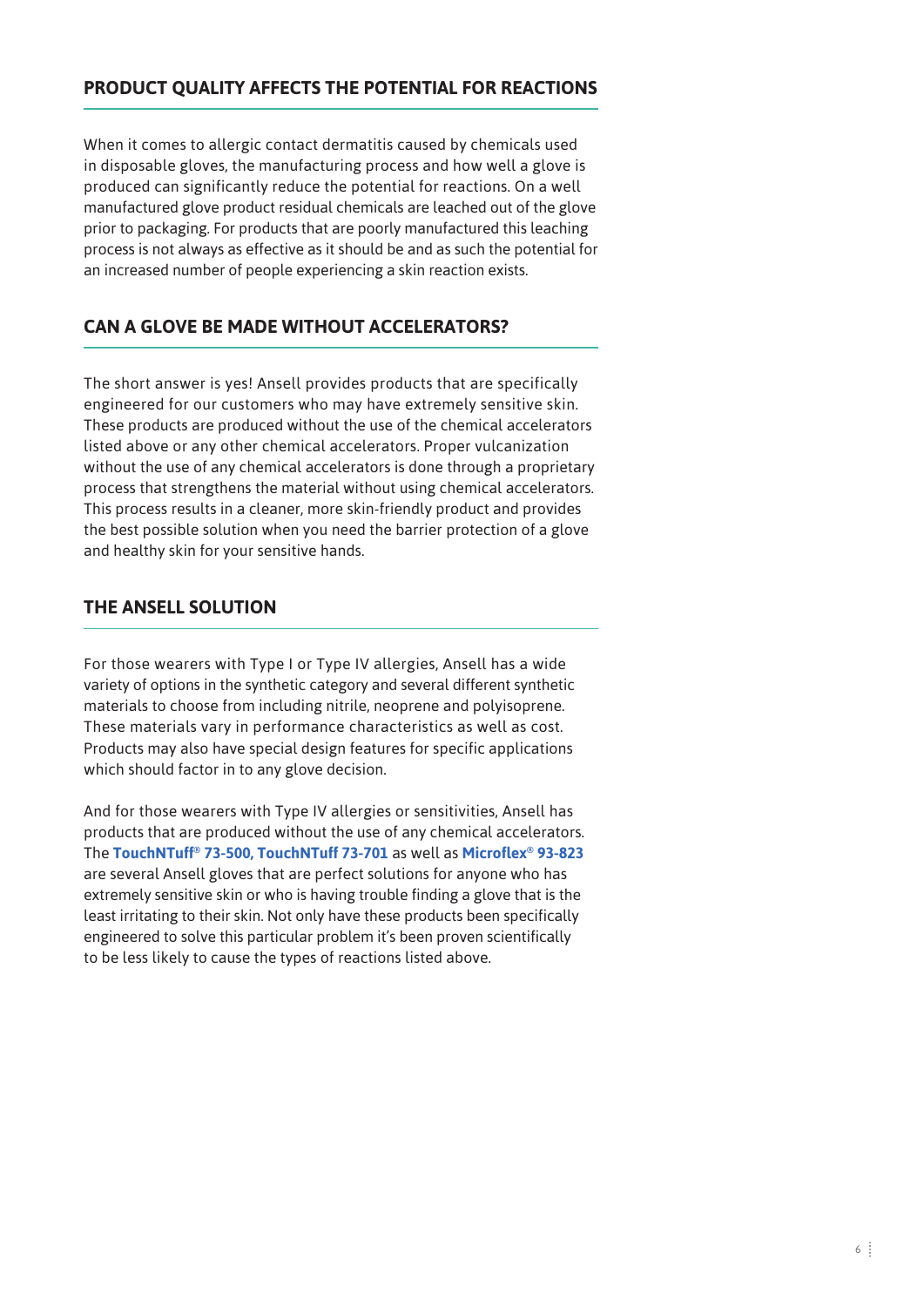## PRODUCT QUALITY AFFECTS THE POTENTIAL FOR REACTIONS

When it comes to allergic contact dermatitis caused by chemicals used in disposable gloves, the manufacturing process and how well a glove is produced can significantly reduce the potential for reactions. On a well manufactured glove product residual chemicals are leached out of the glove prior to packaging. For products that are poorly manufactured this leaching process is not always as effective as it should be and as such the potential for an increased number of people experiencing a skin reaction exists.

## CAN A GLOVE BE MADE WITHOUT ACCELERATORS?

The short answer is yes! Ansell provides products that are specifically engineered for our customers who may have extremely sensitive skin. These products are produced without the use of the chemical accelerators listed above or any other chemical accelerators. Proper vulcanization without the use of any chemical accelerators is done through a proprietary process that strengthens the material without using chemical accelerators. This process results in a cleaner, more skin-friendly product and provides the best possible solution when you need the barrier protection of a glove and healthy skin for your sensitive hands.

## THE ANSELL SOLUTION

For those wearers with Type I or Type IV allergies, Ansell has a wide variety of options in the synthetic category and several different synthetic materials to choose from including nitrile, neoprene and polyisoprene. These materials vary in performance characteristics as well as cost. Products may also have special design features for specific applications which should factor in to any glove decision.

And for those wearers with Type IV allergies or sensitivities, Ansell has products that are produced without the use of any chemical accelerators. The **TouchNTuff® 73-500, TouchNTuff 73-701** as well as **Microflex® 93-823** are several Ansell gloves that are perfect solutions for anyone who has extremely sensitive skin or who is having trouble finding a glove that is the least irritating to their skin. Not only have these products been specifically engineered to solve this particular problem it's been proven scientifically to be less likely to cause the types of reactions listed above.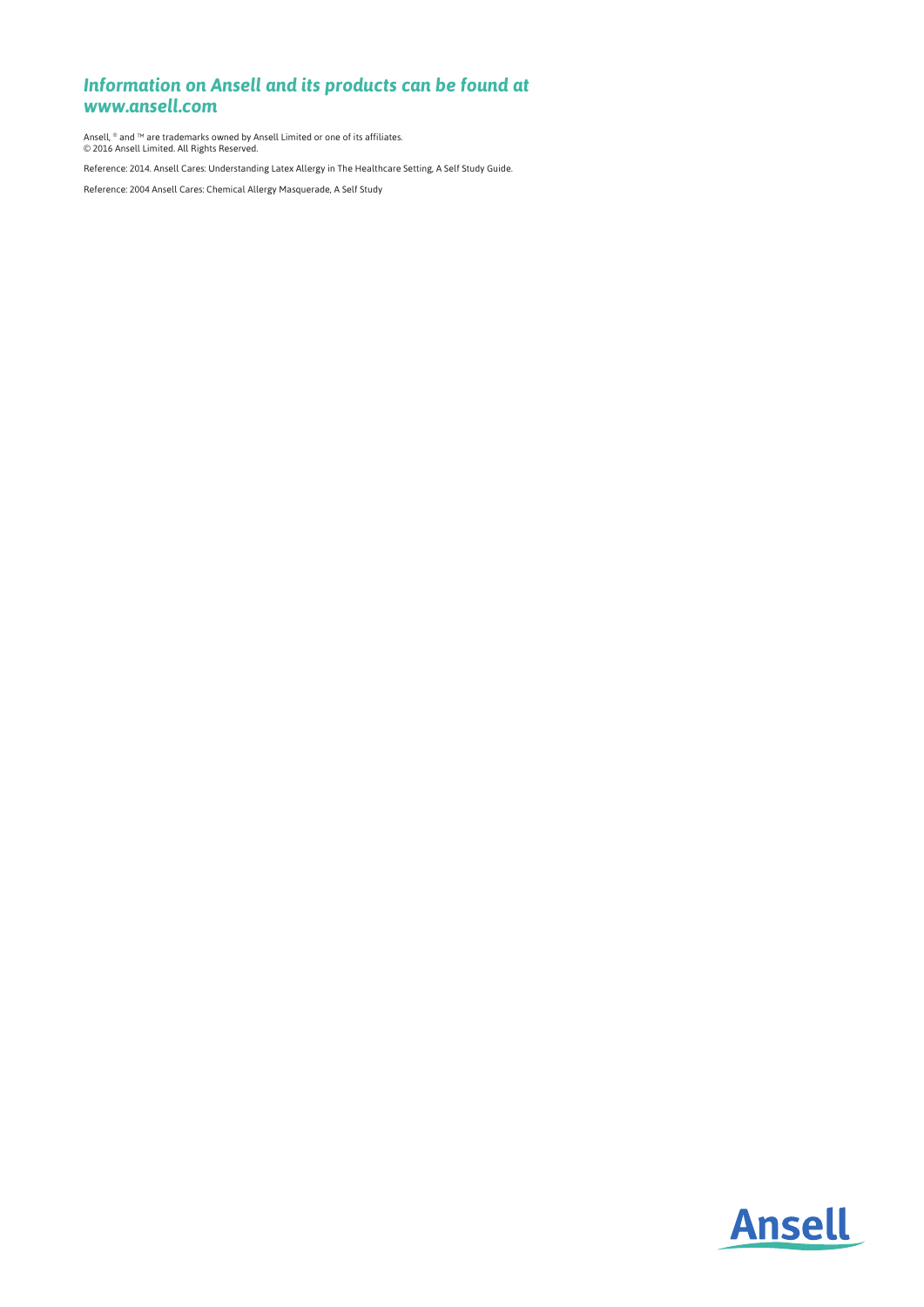***Information on Ansell and its products can be found at www.ansell.com***

Ansell, ® and ™ are trademarks owned by Ansell Limited or one of its affiliates.
© 2016 Ansell Limited. All Rights Reserved.

Reference: 2014. Ansell Cares: Understanding Latex Allergy in The Healthcare Setting, A Self Study Guide.

Reference: 2004 Ansell Cares: Chemical Allergy Masquerade, A Self Study

Ansell